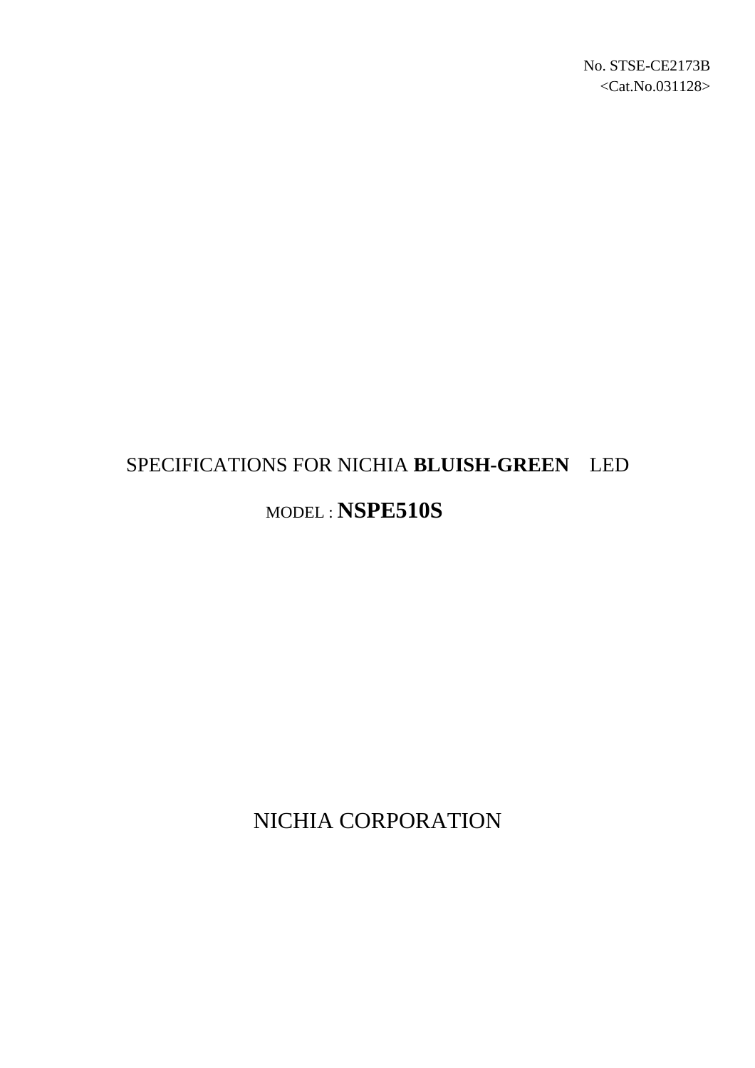No. STSE-CE2173B
<Cat.No.031128>

# SPECIFICATIONS FOR NICHIA **BLUISH-GREEN** LED

## MODEL : **NSPE510S**

NICHIA CORPORATION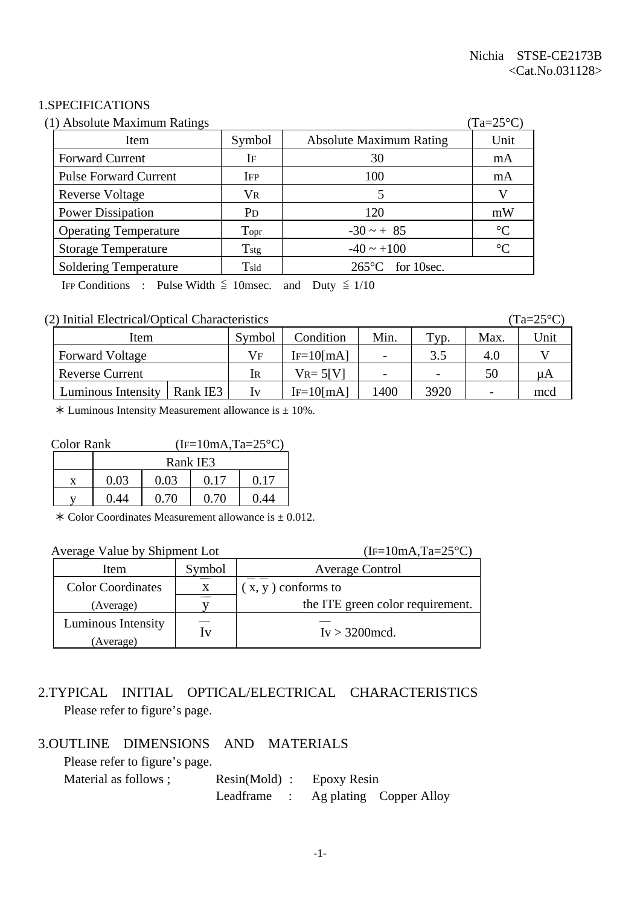# 1.SPECIFICATIONS

(1) Absolute Maximum Ratings (Ta=25°C)

| Item | Symbol | Absolute Maximum Rating | Unit |
|---|---|---|---|
| Forward Current | $I_F$ | 30 | mA |
| Pulse Forward Current | $I_{FP}$ | 100 | mA |
| Reverse Voltage | $V_R$ | 5 | V |
| Power Dissipation | $P_D$ | 120 | mW |
| Operating Temperature | $T_{opr}$ | -30 ~ + 85 | °C |
| Storage Temperature | $T_{stg}$ | -40 ~ +100 | °C |
| Soldering Temperature | $T_{sld}$ | 265°C for 10sec. | |

$I_{FP}$ Conditions : Pulse Width ≦ 10msec. and Duty ≦ 1/10

(2) Initial Electrical/Optical Characteristics (Ta=25°C)

| Item | | Symbol | Condition | Min. | Typ. | Max. | Unit |
|---|---|---|---|---|---|---|---|
| Forward Voltage | | $V_F$ | $I_F$=10[mA] | - | 3.5 | 4.0 | V |
| Reverse Current | | $I_R$ | $V_R$= 5[V] | - | - | 50 | µA |
| Luminous Intensity | Rank IE3 | Iv | $I_F$=10[mA] | 1400 | 3920 | - | mcd |

∗ Luminous Intensity Measurement allowance is ± 10%.

Color Rank ($I_F$=10mA,Ta=25°C)

| | Rank IE3 | | | |
|---|---|---|---|---|
| x | 0.03 | 0.03 | 0.17 | 0.17 |
| y | 0.44 | 0.70 | 0.70 | 0.44 |

∗ Color Coordinates Measurement allowance is ± 0.012.

Average Value by Shipment Lot ($I_F$=10mA,Ta=25°C)

| Item | Symbol | Average Control |
|---|---|---|
| Color Coordinates (Average) | $\overline{x}$, $\overline{y}$ | ( $\overline{x}$, $\overline{y}$ ) conforms to the ITE green color requirement. |
| Luminous Intensity (Average) | $\overline{Iv}$ | $\overline{Iv}$ > 3200mcd. |

# 2.TYPICAL INITIAL OPTICAL/ELECTRICAL CHARACTERISTICS

Please refer to figure's page.

# 3.OUTLINE DIMENSIONS AND MATERIALS

Please refer to figure's page.

Material as follows ; Resin(Mold) : Epoxy Resin

Leadframe : Ag plating Copper Alloy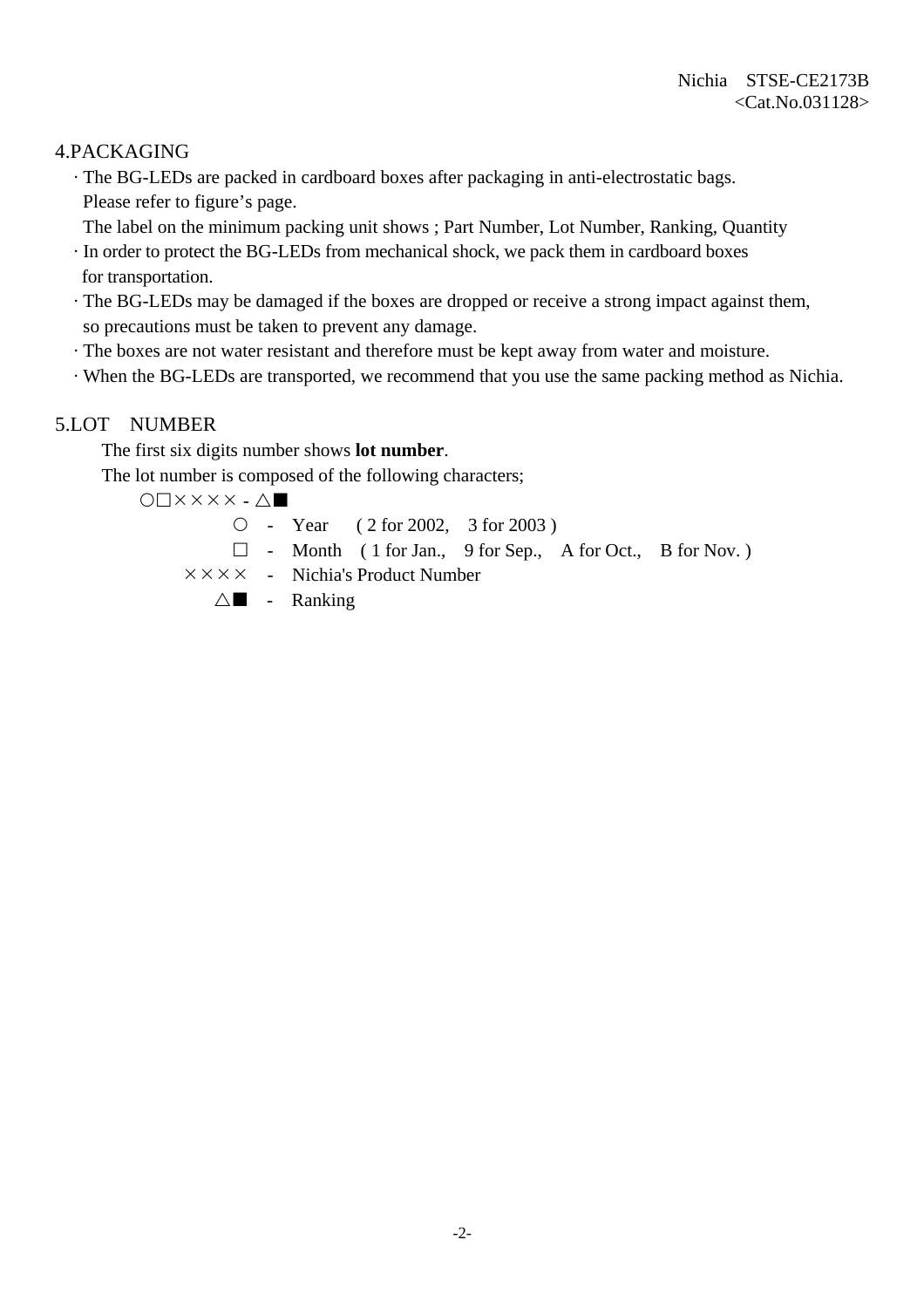## 4.PACKAGING

- The BG-LEDs are packed in cardboard boxes after packaging in anti-electrostatic bags.
  Please refer to figure's page.
  The label on the minimum packing unit shows ; Part Number, Lot Number, Ranking, Quantity
- In order to protect the BG-LEDs from mechanical shock, we pack them in cardboard boxes for transportation.
- The BG-LEDs may be damaged if the boxes are dropped or receive a strong impact against them, so precautions must be taken to prevent any damage.
- The boxes are not water resistant and therefore must be kept away from water and moisture.
- When the BG-LEDs are transported, we recommend that you use the same packing method as Nichia.

## 5.LOT NUMBER

The first six digits number shows **lot number**.

The lot number is composed of the following characters;

○□×××× - △■

| | | |
|---|---|---|
| ○ | - | Year ( 2 for 2002, 3 for 2003 ) |
| □ | - | Month ( 1 for Jan., 9 for Sep., A for Oct., B for Nov. ) |
| ×××× | - | Nichia's Product Number |
| △■ | - | Ranking |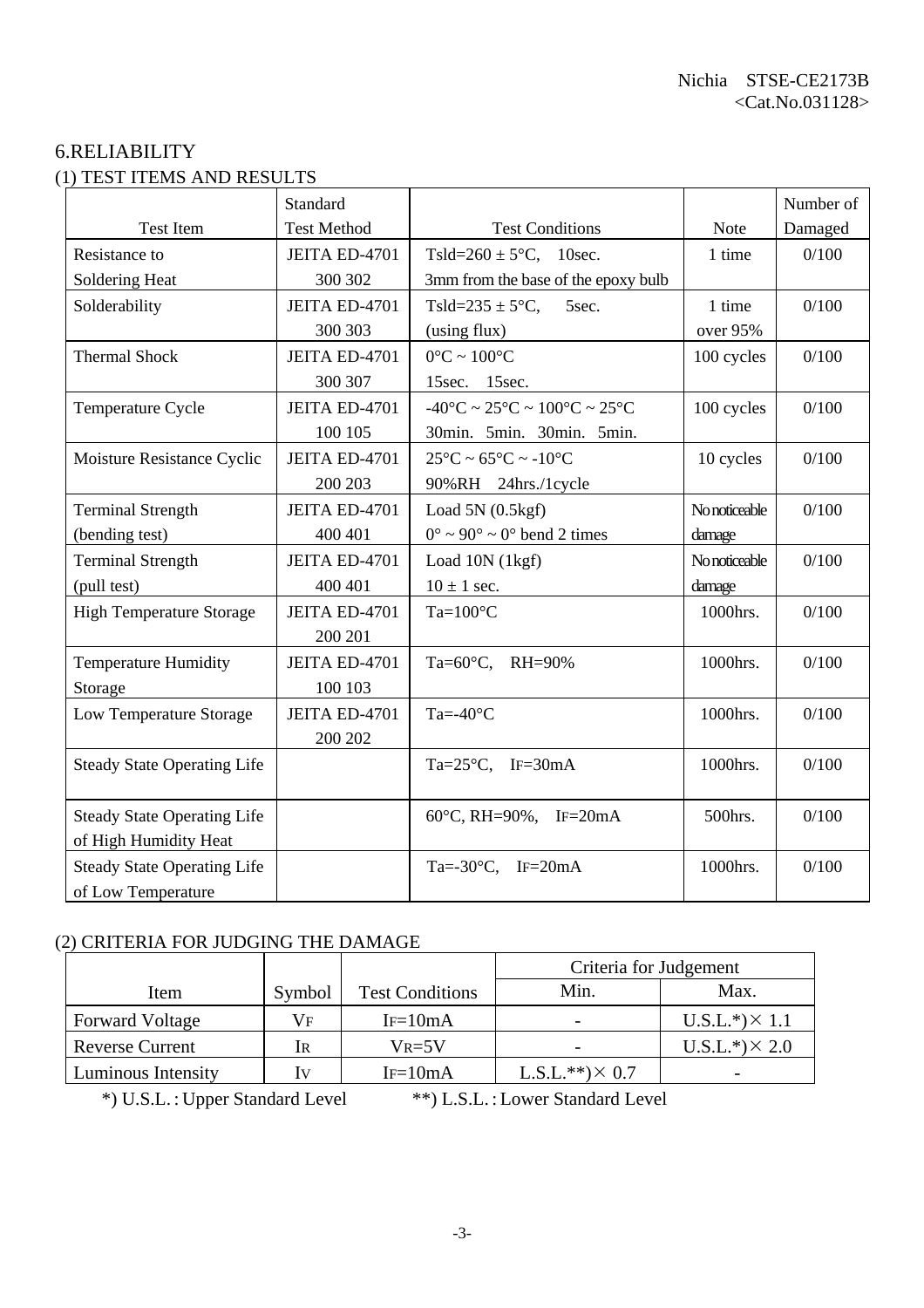## 6.RELIABILITY

### (1) TEST ITEMS AND RESULTS

| Test Item | Standard Test Method | Test Conditions | Note | Number of Damaged |
|---|---|---|---|---|
| Resistance to Soldering Heat | JEITA ED-4701 300 302 | Tsld=260 ± 5°C, 10sec. 3mm from the base of the epoxy bulb | 1 time | 0/100 |
| Solderability | JEITA ED-4701 300 303 | Tsld=235 ± 5°C, 5sec. (using flux) | 1 time over 95% | 0/100 |
| Thermal Shock | JEITA ED-4701 300 307 | 0°C ~ 100°C 15sec. 15sec. | 100 cycles | 0/100 |
| Temperature Cycle | JEITA ED-4701 100 105 | -40°C ~ 25°C ~ 100°C ~ 25°C 30min. 5min. 30min. 5min. | 100 cycles | 0/100 |
| Moisture Resistance Cyclic | JEITA ED-4701 200 203 | 25°C ~ 65°C ~ -10°C 90%RH 24hrs./1cycle | 10 cycles | 0/100 |
| Terminal Strength (bending test) | JEITA ED-4701 400 401 | Load 5N (0.5kgf) 0° ~ 90° ~ 0° bend 2 times | No noticeable damage | 0/100 |
| Terminal Strength (pull test) | JEITA ED-4701 400 401 | Load 10N (1kgf) 10 ± 1 sec. | No noticeable damage | 0/100 |
| High Temperature Storage | JEITA ED-4701 200 201 | Ta=100°C | 1000hrs. | 0/100 |
| Temperature Humidity Storage | JEITA ED-4701 100 103 | Ta=60°C, RH=90% | 1000hrs. | 0/100 |
| Low Temperature Storage | JEITA ED-4701 200 202 | Ta=-40°C | 1000hrs. | 0/100 |
| Steady State Operating Life | | Ta=25°C, $I_F$=30mA | 1000hrs. | 0/100 |
| Steady State Operating Life of High Humidity Heat | | 60°C, RH=90%, $I_F$=20mA | 500hrs. | 0/100 |
| Steady State Operating Life of Low Temperature | | Ta=-30°C, $I_F$=20mA | 1000hrs. | 0/100 |

### (2) CRITERIA FOR JUDGING THE DAMAGE

| Item | Symbol | Test Conditions | Criteria for Judgement | |
|---|---|---|---|---|
| | | | Min. | Max. |
| Forward Voltage | $V_F$ | $I_F$=10mA | - | U.S.L.*)× 1.1 |
| Reverse Current | $I_R$ | $V_R$=5V | - | U.S.L.*)× 2.0 |
| Luminous Intensity | $I_V$ | $I_F$=10mA | L.S.L.**)× 0.7 | - |

*) U.S.L. : Upper Standard Level    **) L.S.L. : Lower Standard Level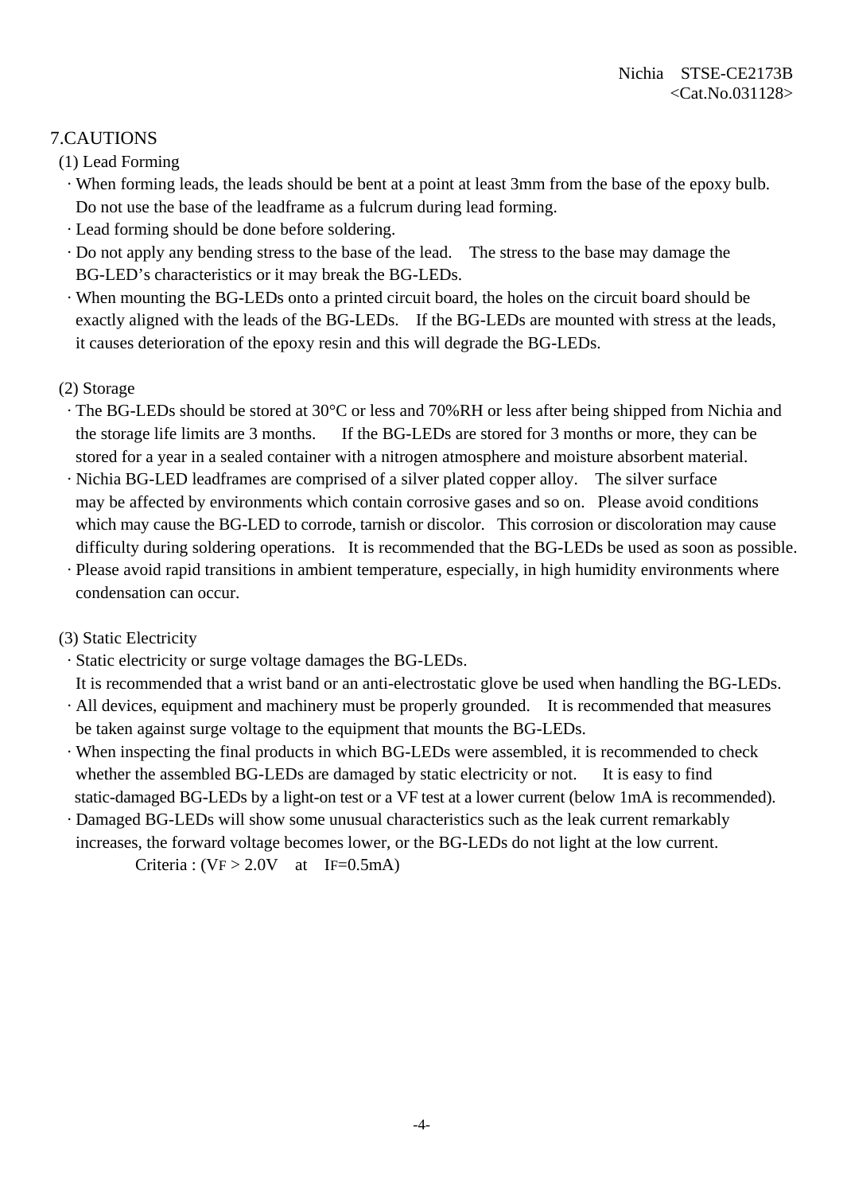## 7.CAUTIONS

### (1) Lead Forming

- When forming leads, the leads should be bent at a point at least 3mm from the base of the epoxy bulb. Do not use the base of the leadframe as a fulcrum during lead forming.
- Lead forming should be done before soldering.
- Do not apply any bending stress to the base of the lead. The stress to the base may damage the BG-LED's characteristics or it may break the BG-LEDs.
- When mounting the BG-LEDs onto a printed circuit board, the holes on the circuit board should be exactly aligned with the leads of the BG-LEDs. If the BG-LEDs are mounted with stress at the leads, it causes deterioration of the epoxy resin and this will degrade the BG-LEDs.

### (2) Storage

- The BG-LEDs should be stored at 30°C or less and 70%RH or less after being shipped from Nichia and the storage life limits are 3 months. If the BG-LEDs are stored for 3 months or more, they can be stored for a year in a sealed container with a nitrogen atmosphere and moisture absorbent material.
- Nichia BG-LED leadframes are comprised of a silver plated copper alloy. The silver surface may be affected by environments which contain corrosive gases and so on. Please avoid conditions which may cause the BG-LED to corrode, tarnish or discolor. This corrosion or discoloration may cause difficulty during soldering operations. It is recommended that the BG-LEDs be used as soon as possible.
- Please avoid rapid transitions in ambient temperature, especially, in high humidity environments where condensation can occur.

### (3) Static Electricity

- Static electricity or surge voltage damages the BG-LEDs.
  It is recommended that a wrist band or an anti-electrostatic glove be used when handling the BG-LEDs.
- All devices, equipment and machinery must be properly grounded. It is recommended that measures be taken against surge voltage to the equipment that mounts the BG-LEDs.
- When inspecting the final products in which BG-LEDs were assembled, it is recommended to check whether the assembled BG-LEDs are damaged by static electricity or not. It is easy to find static-damaged BG-LEDs by a light-on test or a VF test at a lower current (below 1mA is recommended).
- Damaged BG-LEDs will show some unusual characteristics such as the leak current remarkably increases, the forward voltage becomes lower, or the BG-LEDs do not light at the low current.

  Criteria : ($V_F$ > 2.0V at $I_F$=0.5mA)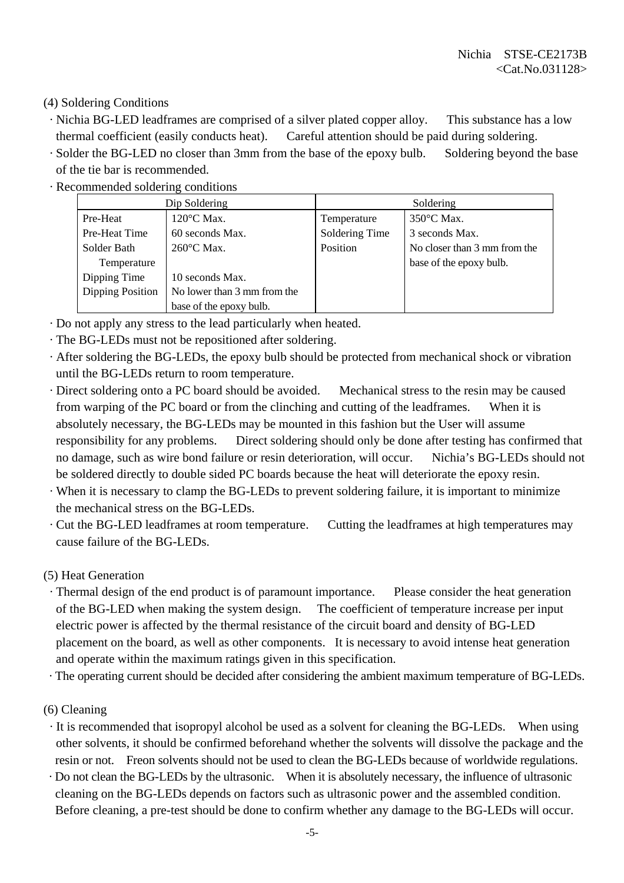(4) Soldering Conditions

· Nichia BG-LED leadframes are comprised of a silver plated copper alloy. This substance has a low thermal coefficient (easily conducts heat). Careful attention should be paid during soldering.

· Solder the BG-LED no closer than 3mm from the base of the epoxy bulb. Soldering beyond the base of the tie bar is recommended.

· Recommended soldering conditions

| Dip Soldering | | Soldering | |
|---|---|---|---|
| Pre-Heat | 120°C Max. | Temperature | 350°C Max. |
| Pre-Heat Time | 60 seconds Max. | Soldering Time | 3 seconds Max. |
| Solder Bath Temperature | 260°C Max. | Position | No closer than 3 mm from the base of the epoxy bulb. |
| Dipping Time | 10 seconds Max. | | |
| Dipping Position | No lower than 3 mm from the base of the epoxy bulb. | | |

· Do not apply any stress to the lead particularly when heated.

· The BG-LEDs must not be repositioned after soldering.

· After soldering the BG-LEDs, the epoxy bulb should be protected from mechanical shock or vibration until the BG-LEDs return to room temperature.

· Direct soldering onto a PC board should be avoided. Mechanical stress to the resin may be caused from warping of the PC board or from the clinching and cutting of the leadframes. When it is absolutely necessary, the BG-LEDs may be mounted in this fashion but the User will assume responsibility for any problems. Direct soldering should only be done after testing has confirmed that no damage, such as wire bond failure or resin deterioration, will occur. Nichia's BG-LEDs should not be soldered directly to double sided PC boards because the heat will deteriorate the epoxy resin.

· When it is necessary to clamp the BG-LEDs to prevent soldering failure, it is important to minimize the mechanical stress on the BG-LEDs.

· Cut the BG-LED leadframes at room temperature. Cutting the leadframes at high temperatures may cause failure of the BG-LEDs.

(5) Heat Generation

· Thermal design of the end product is of paramount importance. Please consider the heat generation of the BG-LED when making the system design. The coefficient of temperature increase per input electric power is affected by the thermal resistance of the circuit board and density of BG-LED placement on the board, as well as other components. It is necessary to avoid intense heat generation and operate within the maximum ratings given in this specification.

· The operating current should be decided after considering the ambient maximum temperature of BG-LEDs.

(6) Cleaning

· It is recommended that isopropyl alcohol be used as a solvent for cleaning the BG-LEDs. When using other solvents, it should be confirmed beforehand whether the solvents will dissolve the package and the resin or not. Freon solvents should not be used to clean the BG-LEDs because of worldwide regulations.

· Do not clean the BG-LEDs by the ultrasonic. When it is absolutely necessary, the influence of ultrasonic cleaning on the BG-LEDs depends on factors such as ultrasonic power and the assembled condition. Before cleaning, a pre-test should be done to confirm whether any damage to the BG-LEDs will occur.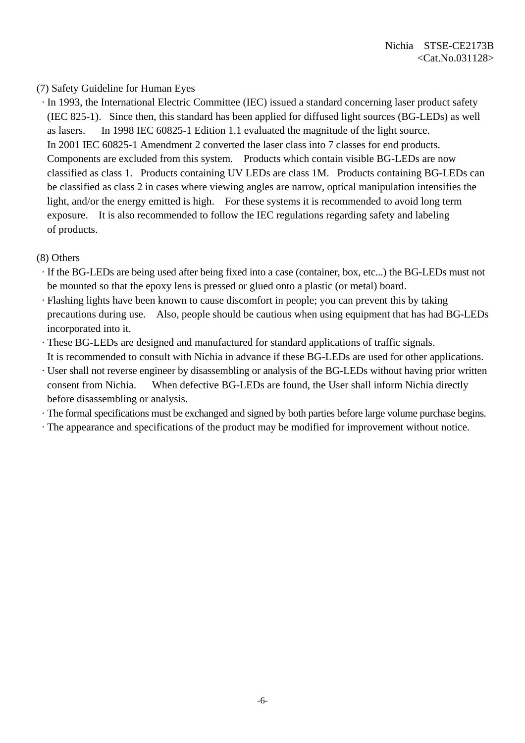(7) Safety Guideline for Human Eyes

- In 1993, the International Electric Committee (IEC) issued a standard concerning laser product safety (IEC 825-1). Since then, this standard has been applied for diffused light sources (BG-LEDs) as well as lasers. In 1998 IEC 60825-1 Edition 1.1 evaluated the magnitude of the light source. In 2001 IEC 60825-1 Amendment 2 converted the laser class into 7 classes for end products. Components are excluded from this system. Products which contain visible BG-LEDs are now classified as class 1. Products containing UV LEDs are class 1M. Products containing BG-LEDs can be classified as class 2 in cases where viewing angles are narrow, optical manipulation intensifies the light, and/or the energy emitted is high. For these systems it is recommended to avoid long term exposure. It is also recommended to follow the IEC regulations regarding safety and labeling of products.

(8) Others

- If the BG-LEDs are being used after being fixed into a case (container, box, etc...) the BG-LEDs must not be mounted so that the epoxy lens is pressed or glued onto a plastic (or metal) board.
- Flashing lights have been known to cause discomfort in people; you can prevent this by taking precautions during use. Also, people should be cautious when using equipment that has had BG-LEDs incorporated into it.
- These BG-LEDs are designed and manufactured for standard applications of traffic signals. It is recommended to consult with Nichia in advance if these BG-LEDs are used for other applications.
- User shall not reverse engineer by disassembling or analysis of the BG-LEDs without having prior written consent from Nichia. When defective BG-LEDs are found, the User shall inform Nichia directly before disassembling or analysis.
- The formal specifications must be exchanged and signed by both parties before large volume purchase begins.
- The appearance and specifications of the product may be modified for improvement without notice.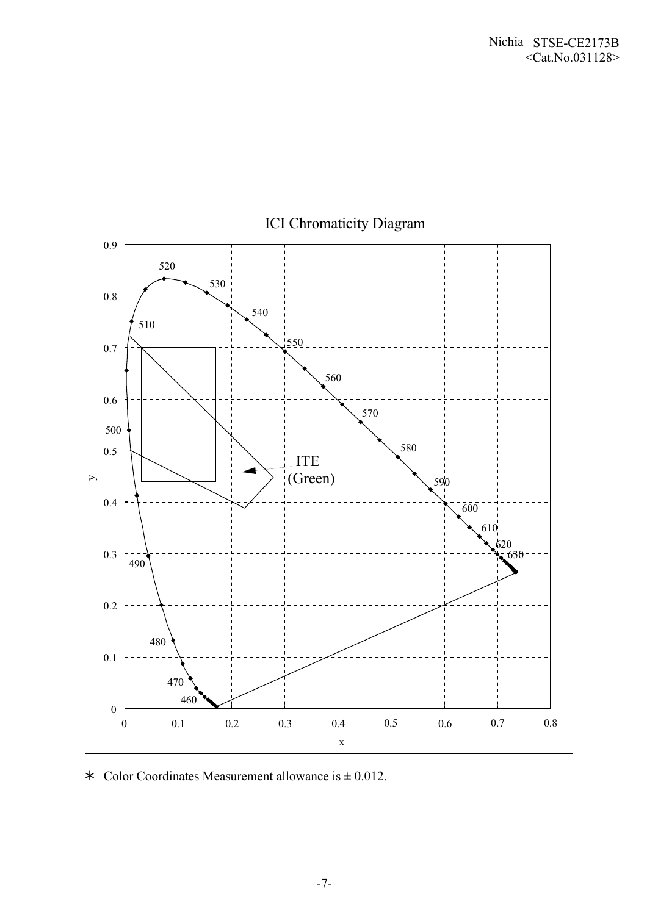ICI Chromaticity Diagram

ITE (Green)

∗ Color Coordinates Measurement allowance is ± 0.012.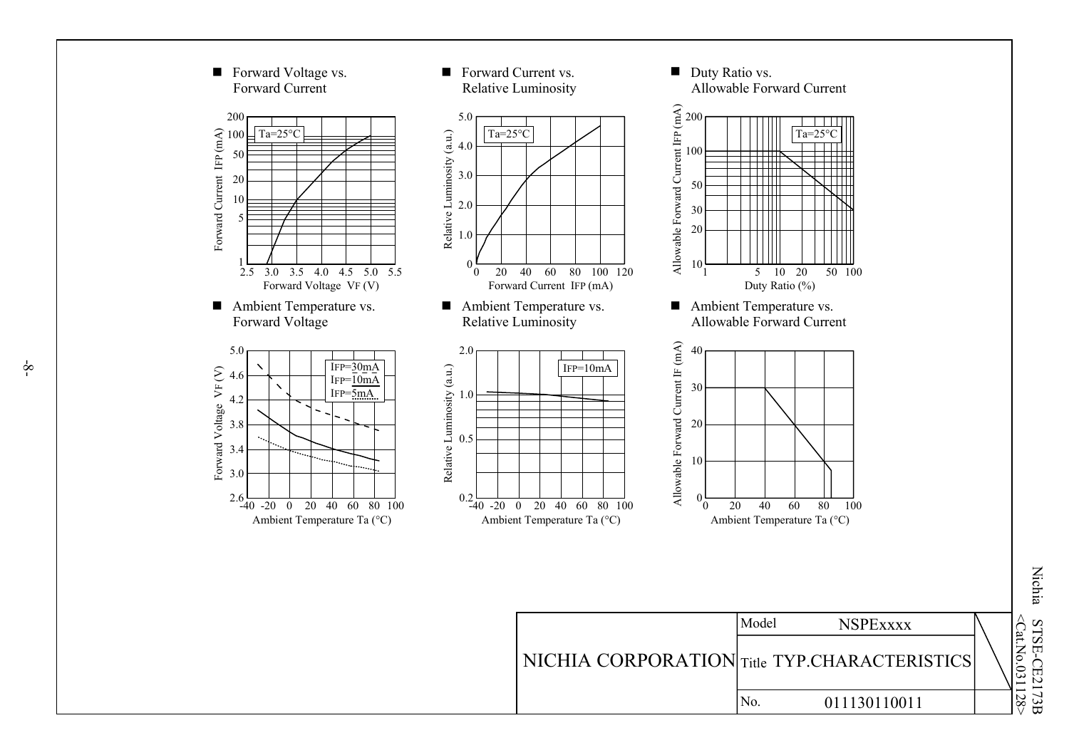■ Forward Voltage vs. Forward Current

Ta=25°C

Forward Current IFP (mA) — Forward Voltage VF (V)

■ Forward Current vs. Relative Luminosity

Ta=25°C

Relative Luminosity (a.u.) — Forward Current IFP (mA)

■ Duty Ratio vs. Allowable Forward Current

Ta=25°C

Allowable Forward Current IFP (mA) — Duty Ratio (%)

■ Ambient Temperature vs. Forward Voltage

IFP=30mA
IFP=10mA
IFP=5mA

Forward Voltage VF (V) — Ambient Temperature Ta (°C)

■ Ambient Temperature vs. Relative Luminosity

IFP=10mA

Relative Luminosity (a.u.) — Ambient Temperature Ta (°C)

■ Ambient Temperature vs. Allowable Forward Current

Allowable Forward Current IF (mA) — Ambient Temperature Ta (°C)

| NICHIA CORPORATION | Model | NSPExxxx |
|---|---|---|
| | Title | TYP.CHARACTERISTICS |
| | No. | 011130110011 |

Nichia STSE-CE2173B <Cat.No.031128>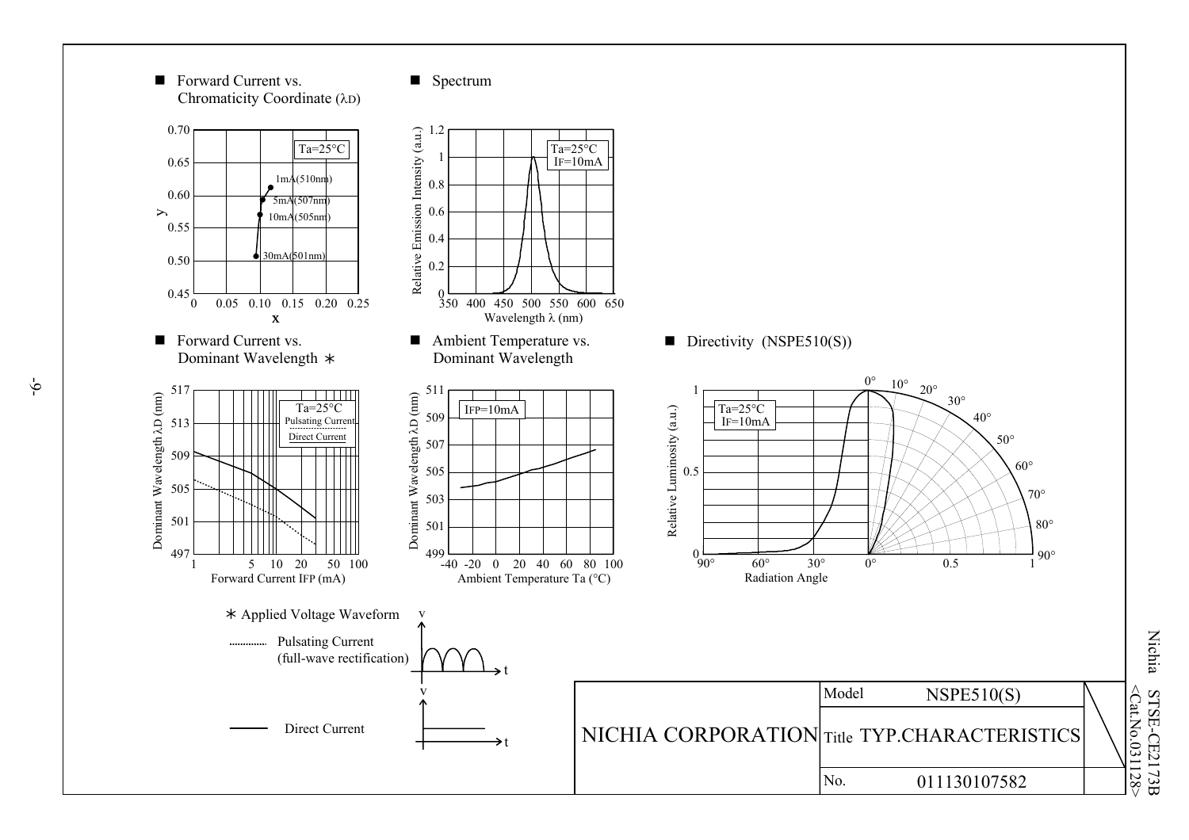■ Forward Current vs. Chromaticity Coordinate (λD)

Ta=25°C

1mA(510nm)
5mA(507nm)
10mA(505nm)
30mA(501nm)

y
x

■ Spectrum

Ta=25°C
IF=10mA

Relative Emission Intensity (a.u.)
Wavelength λ (nm)

■ Forward Current vs. Dominant Wavelength ∗

Ta=25°C
Pulsating Current
Direct Current

Dominant Wavelength λD (nm)
Forward Current IFP (mA)

■ Ambient Temperature vs. Dominant Wavelength

IFP=10mA

Dominant Wavelength λD (nm)
Ambient Temperature Ta (°C)

■ Directivity (NSPE510(S))

Ta=25°C
IF=10mA

Relative Luminosity (a.u.)
Radiation Angle

∗ Applied Voltage Waveform

Pulsating Current (full-wave rectification)

Direct Current

| NICHIA CORPORATION | Model | NSPE510(S) |
|---|---|---|
| | Title | TYP.CHARACTERISTICS |
| | No. | 011130107582 |

Nichia STSE-CE2173B
<Cat.No.031128>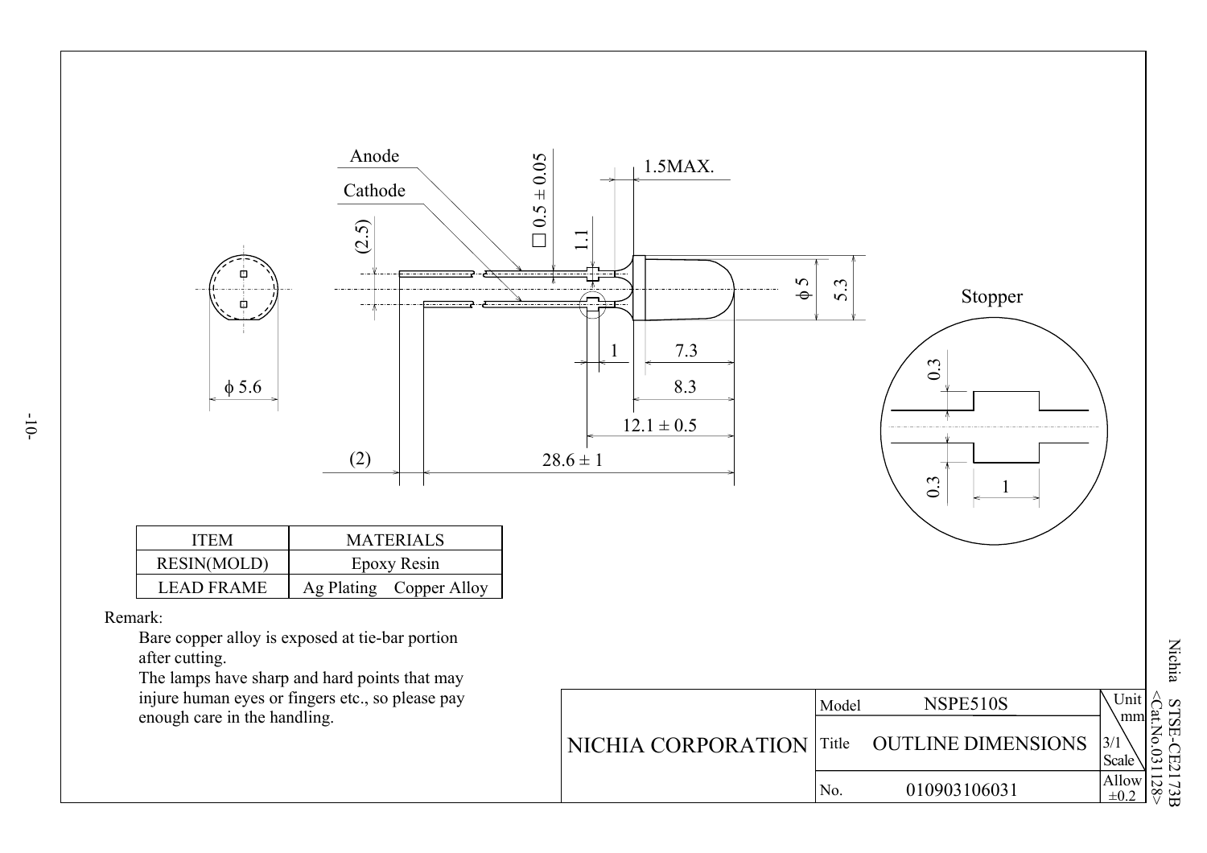| ITEM | MATERIALS |
| --- | --- |
| RESIN(MOLD) | Epoxy Resin |
| LEAD FRAME | Ag Plating　Copper Alloy |

Remark:

Bare copper alloy is exposed at tie-bar portion after cutting.
The lamps have sharp and hard points that may injure human eyes or fingers etc., so please pay enough care in the handling.

| NICHIA CORPORATION | Model | NSPE510S | Unit mm |
| --- | --- | --- | --- |
| | Title | OUTLINE DIMENSIONS | 3/1 Scale |
| | No. | 010903106031 | Allow ±0.2 |

Nichia STSE-CE2173B <Cat.No.031128>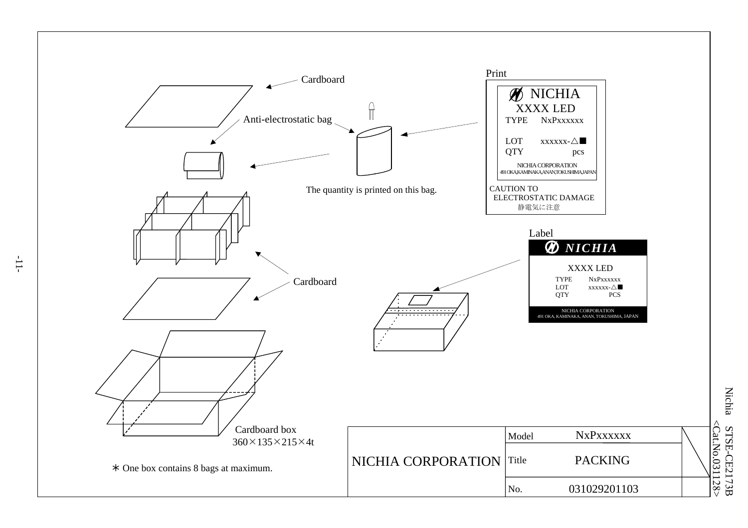Cardboard

Anti-electrostatic bag

Print

NICHIA
XXXX LED
TYPE NxPxxxxxx

LOT xxxxxx-△■
QTY pcs

NICHIA CORPORATION
491 OKA,KAMINAKA,ANAN,TOKUSHIMA,JAPAN

CAUTION TO
ELECTROSTATIC DAMAGE
静電気に注意

The quantity is printed on this bag.

Label

NICHIA

XXXX LED
TYPE NxPxxxxxx
LOT xxxxxx-△■
QTY PCS

NICHIA CORPORATION
491 OKA, KAMINAKA, ANAN, TOKUSHIMA, JAPAN

Cardboard

Cardboard box
360×135×215×4t

＊One box contains 8 bags at maximum.

| NICHIA CORPORATION | Model | NxPxxxxxx |
|---|---|---|
| | Title | PACKING |
| | No. | 031029201103 |

Nichia STSE-CE2173B
<Cat.No.031128>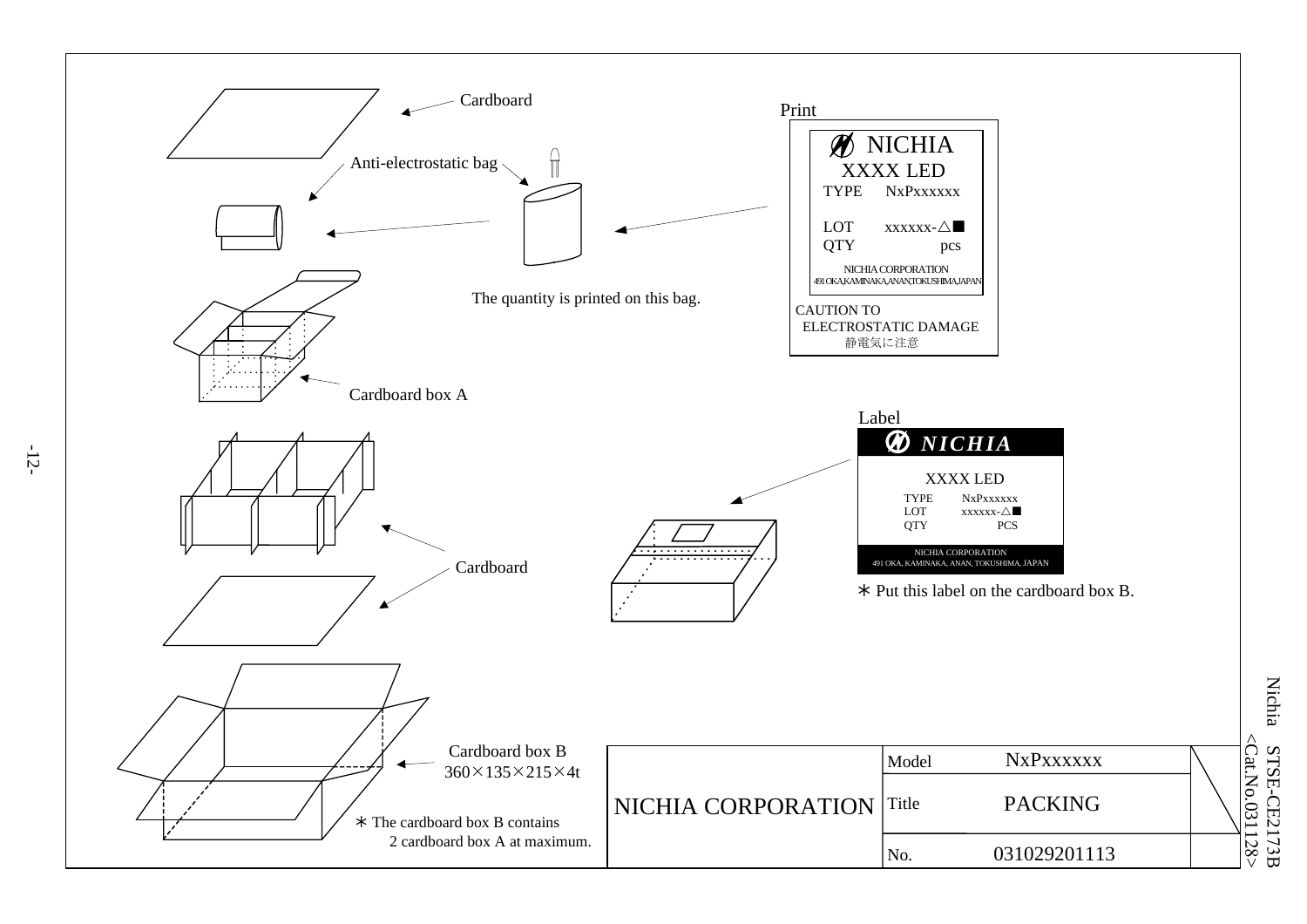Cardboard

Anti-electrostatic bag

The quantity is printed on this bag.

Print

NICHIA
XXXX LED
TYPE NxPxxxxxx

LOT xxxxxx-△■
QTY pcs

NICHIA CORPORATION
491 OKA,KAMINAKA,ANAN,TOKUSHIMA,JAPAN

CAUTION TO
ELECTROSTATIC DAMAGE
静電気に注意

Cardboard box A

Label

*NICHIA*

XXXX LED
TYPE NxPxxxxxx
LOT xxxxxx-△■
QTY PCS

NICHIA CORPORATION
491 OKA, KAMINAKA, ANAN, TOKUSHIMA, JAPAN

＊Put this label on the cardboard box B.

Cardboard

Cardboard box B
360×135×215×4t

＊The cardboard box B contains
2 cardboard box A at maximum.

| NICHIA CORPORATION | Model | NxPxxxxxx |
|---|---|---|
| | Title | PACKING |
| | No. | 031029201113 |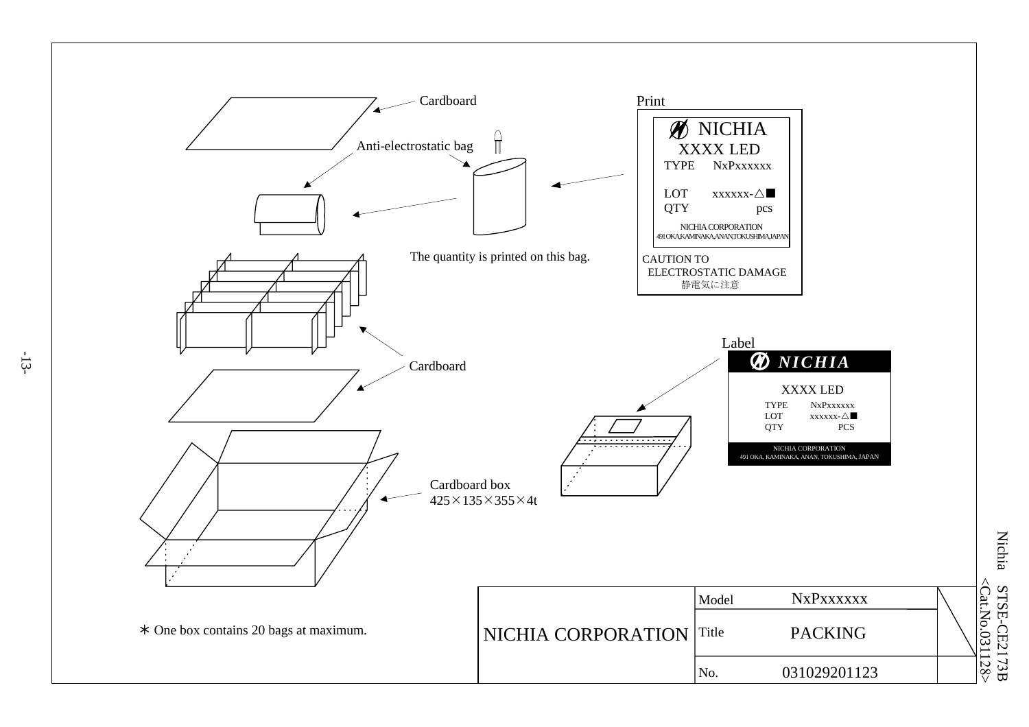Cardboard

Anti-electrostatic bag

The quantity is printed on this bag.

Print

NICHIA
XXXX LED
TYPE NxPxxxxxx

LOT xxxxxx-△■
QTY pcs

NICHIA CORPORATION
491 OKA,KAMINAKA,ANAN,TOKUSHIMA,JAPAN

CAUTION TO
ELECTROSTATIC DAMAGE
静電気に注意

Cardboard

Label

NICHIA

XXXX LED
TYPE NxPxxxxxx
LOT xxxxxx-△■
QTY PCS

NICHIA CORPORATION
491 OKA, KAMINAKA, ANAN, TOKUSHIMA, JAPAN

Cardboard box
425×135×355×4t

∗ One box contains 20 bags at maximum.

| NICHIA CORPORATION | | |
|---|---|---|
| | Model | NxPxxxxxx |
| | Title | PACKING |
| | No. | 031029201123 |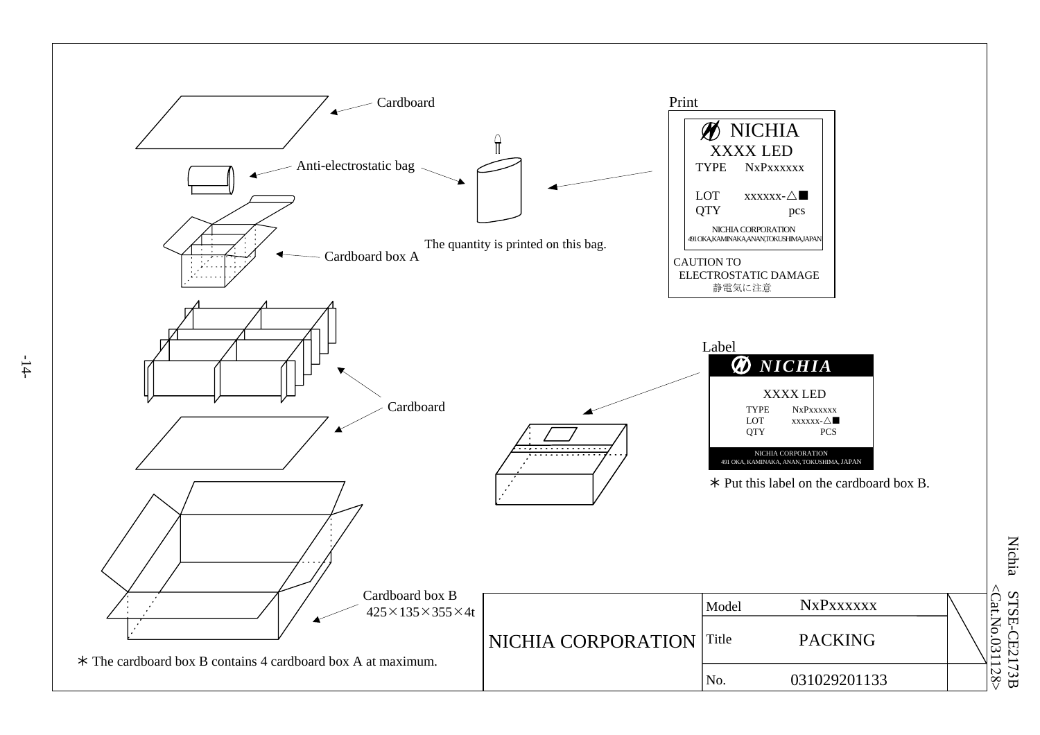Cardboard

Anti-electrostatic bag

Cardboard box A

The quantity is printed on this bag.

Print

NICHIA
XXXX LED
TYPE NxPxxxxxx

LOT xxxxxx-△■
QTY pcs

NICHIA CORPORATION
491 OKA,KAMINAKA,ANAN,TOKUSHIMA,JAPAN

CAUTION TO
ELECTROSTATIC DAMAGE
静電気に注意

Label

NICHIA

XXXX LED
TYPE NxPxxxxxx
LOT xxxxxx-△■
QTY PCS

NICHIA CORPORATION
491 OKA, KAMINAKA, ANAN, TOKUSHIMA, JAPAN

＊ Put this label on the cardboard box B.

Cardboard

Cardboard box B
425×135×355×4t

＊ The cardboard box B contains 4 cardboard box A at maximum.

| NICHIA CORPORATION | | |
|---|---|---|
| | Model | NxPxxxxxx |
| | Title | PACKING |
| | No. | 031029201133 |

Nichia STSE-CE2173B
<Cat.No.031128>